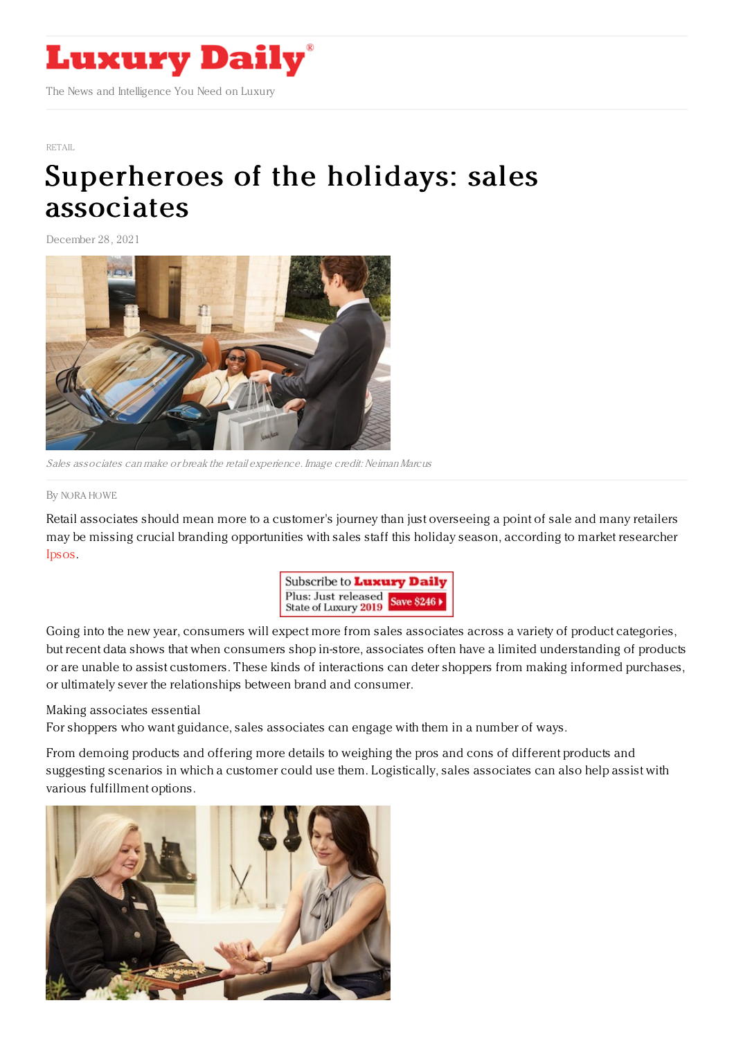# Luxury Daily

The News and Intelligence You Need on Luxury

RETAIL

# Superheroes of the holidays: sales associates

December 28, 2021

*Sales associates can make or break the retail experience. Image credit: Neiman Marcus*

By NORA HOWE

Retail associates should mean more to a customer's journey than just overseeing a point of sale and many retailers may be missing crucial branding opportunities with sales staff this holiday season, according to market researcher Ipsos.

Going into the new year, consumers will expect more from sales associates across a variety of product categories, but recent data shows that when consumers shop in-store, associates often have a limited understanding of products or are unable to assist customers. These kinds of interactions can deter shoppers from making informed purchases, or ultimately sever the relationships between brand and consumer.

Making associates essential

For shoppers who want guidance, sales associates can engage with them in a number of ways.

From demoing products and offering more details to weighing the pros and cons of different products and suggesting scenarios in which a customer could use them. Logistically, sales associates can also help assist with various fulfillment options.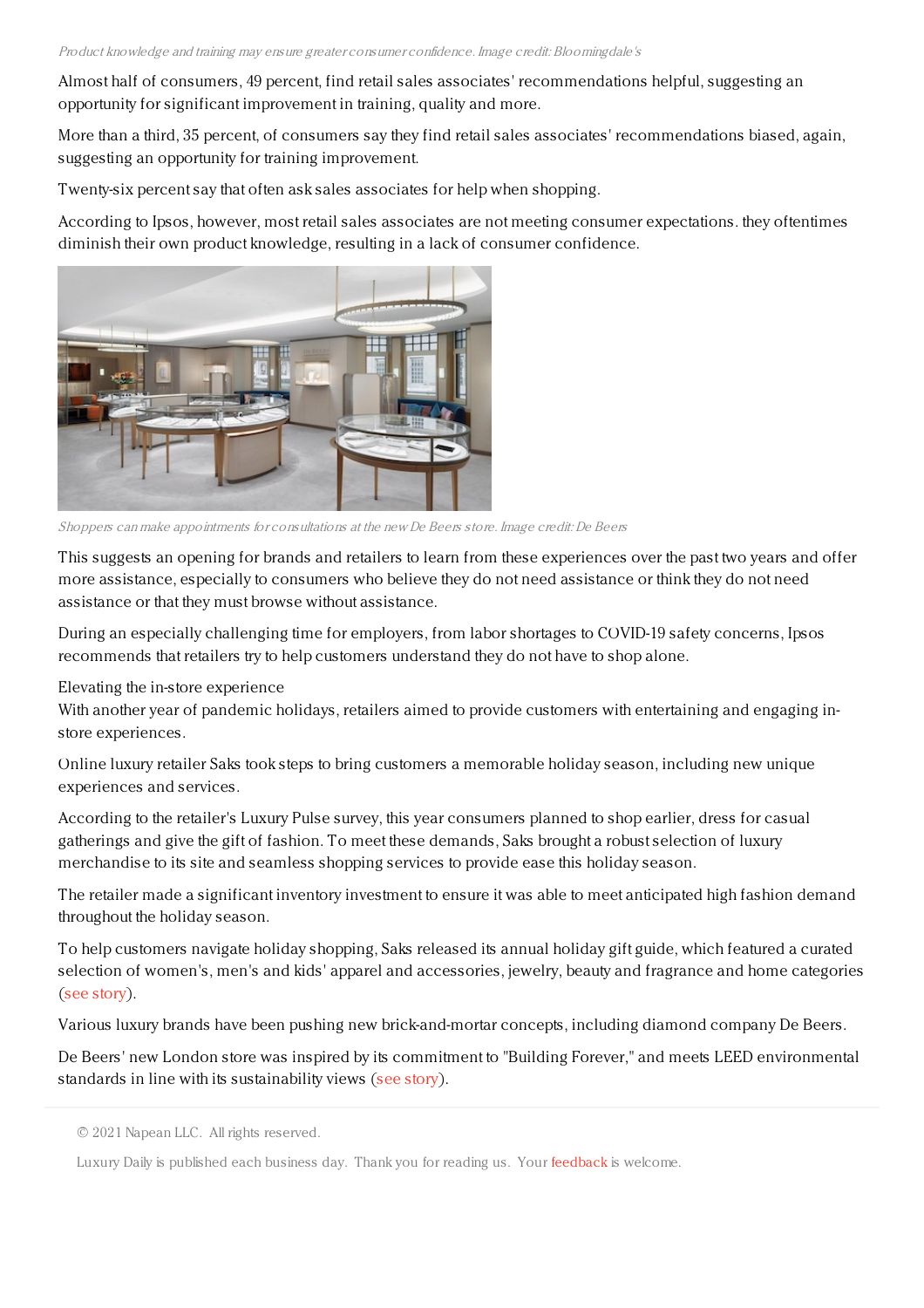*Product knowledge and training may ensure greater consumer confidence. Image credit: Bloomingdale's*

Almost half of consumers, 49 percent, find retail sales associates' recommendations helpful, suggesting an opportunity for significant improvement in training, quality and more.

More than a third, 35 percent, of consumers say they find retail sales associates' recommendations biased, again, suggesting an opportunity for training improvement.

Twenty-six percent say that often ask sales associates for help when shopping.

According to Ipsos, however, most retail sales associates are not meeting consumer expectations. they oftentimes diminish their own product knowledge, resulting in a lack of consumer confidence.

*Shoppers can make appointments for consultations at the new De Beers store. Image credit: De Beers*

This suggests an opening for brands and retailers to learn from these experiences over the past two years and offer more assistance, especially to consumers who believe they do not need assistance or think they do not need assistance or that they must browse without assistance.

During an especially challenging time for employers, from labor shortages to COVID-19 safety concerns, Ipsos recommends that retailers try to help customers understand they do not have to shop alone.

Elevating the in-store experience

With another year of pandemic holidays, retailers aimed to provide customers with entertaining and engaging in-store experiences.

Online luxury retailer Saks took steps to bring customers a memorable holiday season, including new unique experiences and services.

According to the retailer's Luxury Pulse survey, this year consumers planned to shop earlier, dress for casual gatherings and give the gift of fashion. To meet these demands, Saks brought a robust selection of luxury merchandise to its site and seamless shopping services to provide ease this holiday season.

The retailer made a significant inventory investment to ensure it was able to meet anticipated high fashion demand throughout the holiday season.

To help customers navigate holiday shopping, Saks released its annual holiday gift guide, which featured a curated selection of women's, men's and kids' apparel and accessories, jewelry, beauty and fragrance and home categories (see story).

Various luxury brands have been pushing new brick-and-mortar concepts, including diamond company De Beers.

De Beers' new London store was inspired by its commitment to "Building Forever," and meets LEED environmental standards in line with its sustainability views (see story).

© 2021 Napean LLC. All rights reserved.

Luxury Daily is published each business day. Thank you for reading us. Your feedback is welcome.